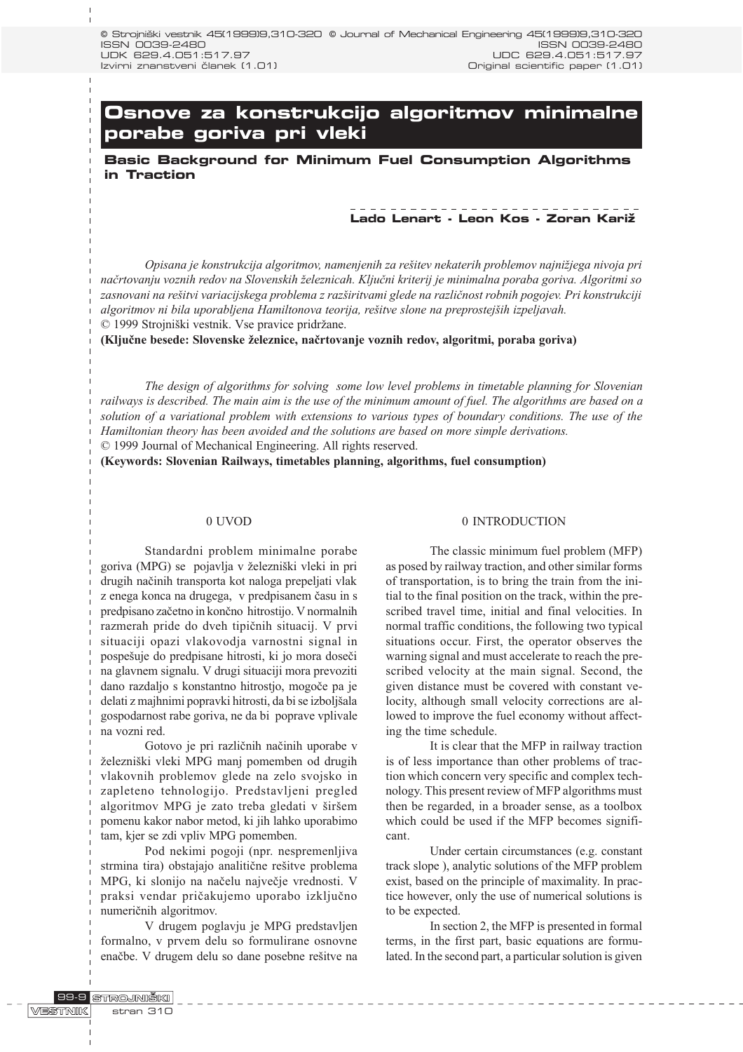Izvirni znanstveni članek (1.01) / Original scientific paper (1.01)

UDK 629.4.051:517.97 / UDC 629.4.051:517.97

# Osnove za konstrukcijo algoritmov minimalne porabe goriva pri vleki

## Basic Background for Minimum Fuel Consumption Algorithms in Traction

**Lado Lenart - Leon Kos - Zoran Kariž**

*Opisana je konstrukcija algoritmov, namenjenih za rešitev nekaterih problemov najnižjega nivoja pri načrtovanju voznih redov na Slovenskih železnicah. Ključni kriterij je minimalna poraba goriva. Algoritmi so zasnovani na rešitvi variacijskega problema z razširitvami glede na različnost robnih pogojev. Pri konstrukciji algoritmov ni bila uporabljena Hamiltonova teorija, rešitve slone na preprostejših izpeljavah.*

© 1999 Strojniški vestnik. Vse pravice pridržane.

**(Ključne besede: Slovenske železnice, načrtovanje voznih redov, algoritmi, poraba goriva)**

*The design of algorithms for solving some low level problems in timetable planning for Slovenian railways is described. The main aim is the use of the minimum amount of fuel. The algorithms are based on a solution of a variational problem with extensions to various types of boundary conditions. The use of the Hamiltonian theory has been avoided and the solutions are based on more simple derivations.*

© 1999 Journal of Mechanical Engineering. All rights reserved.

**(Keywords: Slovenian Railways, timetables planning, algorithms, fuel consumption)**

### 0 UVOD

Standardni problem minimalne porabe goriva (MPG) se pojavlja v železniški vleki in pri drugih načinih transporta kot naloga prepeljati vlak z enega konca na drugega, v predpisanem času in s predpisano začetno in končno hitrostjo. V normalnih razmerah pride do dveh tipičnih situacij. V prvi situaciji opazi vlakovodja varnostni signal in pospešuje do predpisane hitrosti, ki jo mora doseči na glavnem signalu. V drugi situaciji mora prevoziti dano razdaljo s konstantno hitrostjo, mogoče pa je delati z majhnimi popravki hitrosti, da bi se izboljšala gospodarnost rabe goriva, ne da bi poprave vplivale na vozni red.

Gotovo je pri različnih načinih uporabe v železniški vleki MPG manj pomemben od drugih vlakovnih problemov glede na zelo svojsko in zapleteno tehnologijo. Predstavljeni pregled algoritmov MPG je zato treba gledati v širšem pomenu kakor nabor metod, ki jih lahko uporabimo tam, kjer se zdi vpliv MPG pomemben.

Pod nekimi pogoji (npr. nespremenljiva strmina tira) obstajajo analitične rešitve problema MPG, ki slonijo na načelu največje vrednosti. V praksi vendar pričakujemo uporabo izključno numeričnih algoritmov.

V drugem poglavju je MPG predstavljen formalno, v prvem delu so formulirane osnovne enačbe. V drugem delu so dane posebne rešitve na

### 0 INTRODUCTION

The classic minimum fuel problem (MFP) as posed by railway traction, and other similar forms of transportation, is to bring the train from the initial to the final position on the track, within the prescribed travel time, initial and final velocities. In normal traffic conditions, the following two typical situations occur. First, the operator observes the warning signal and must accelerate to reach the prescribed velocity at the main signal. Second, the given distance must be covered with constant velocity, although small velocity corrections are allowed to improve the fuel economy without affecting the time schedule.

It is clear that the MFP in railway traction is of less importance than other problems of traction which concern very specific and complex technology. This present review of MFP algorithms must then be regarded, in a broader sense, as a toolbox which could be used if the MFP becomes significant.

Under certain circumstances (e.g. constant track slope ), analytic solutions of the MFP problem exist, based on the principle of maximality. In practice however, only the use of numerical solutions is to be expected.

In section 2, the MFP is presented in formal terms, in the first part, basic equations are formulated. In the second part, a particular solution is given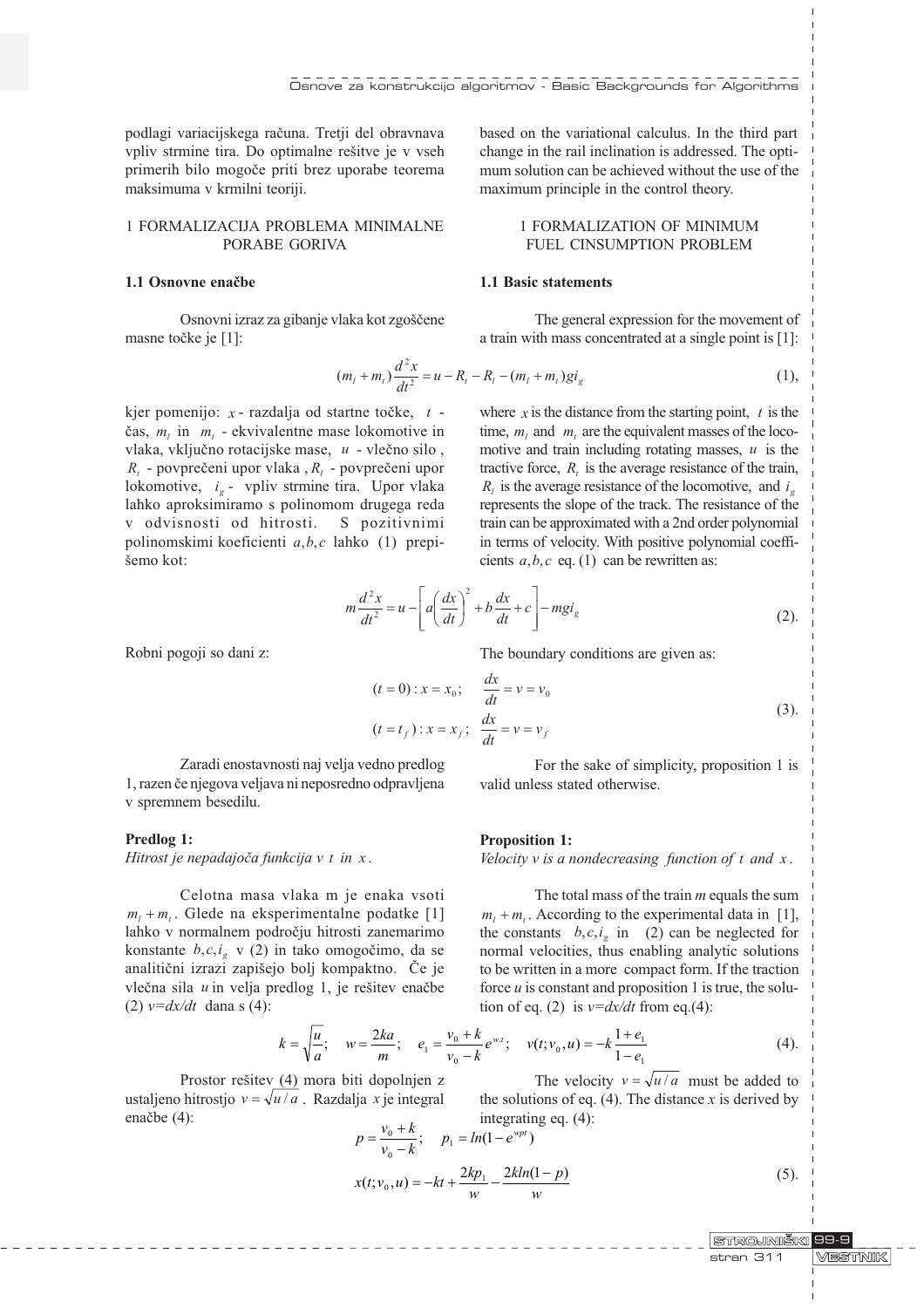podlagi variacijskega računa. Tretji del obravnava vpliv strmine tira. Do optimalne rešitve je v vseh primerih bilo mogoče priti brez uporabe teorema maksimuma v krmilni teoriji.

based on the variational calculus. In the third part change in the rail inclination is addressed. The optimum solution can be achieved without the use of the maximum principle in the control theory.

## 1 FORMALIZACIJA PROBLEMA MINIMALNE PORABE GORIVA

## 1 FORMALIZATION OF MINIMUM FUEL CINSUMPTION PROBLEM

### 1.1 Osnovne enačbe

### 1.1 Basic statements

Osnovni izraz za gibanje vlaka kot zgoščene masne točke je [1]:

The general expression for the movement of a train with mass concentrated at a single point is [1]:

$$(m_l + m_t)\frac{d^2x}{dt^2} = u - R_t - R_l - (m_l + m_t)gi_g \qquad (1),$$

kjer pomenijo: $x$ - razdalja od startne točke, $t$ - čas, $m_l$ in $m_t$ - ekvivalentne mase lokomotive in vlaka, vključno rotacijske mase, $u$ - vlečno silo, $R_t$ - povprečeni upor vlaka, $R_l$ - povprečeni upor lokomotive, $i_g$ - vpliv strmine tira. Upor vlaka lahko aproksimiramo s polinomom drugega reda v odvisnosti od hitrosti. S pozitivnimi polinomskimi koeficienti $a,b,c$ lahko (1) prepišemo kot:

where $x$ is the distance from the starting point, $t$ is the time, $m_l$ and $m_t$ are the equivalent masses of the locomotive and train including rotating masses, $u$ is the tractive force, $R_t$ is the average resistance of the train, $R_l$ is the average resistance of the locomotive, and $i_g$ represents the slope of the track. The resistance of the train can be approximated with a 2nd order polynomial in terms of velocity. With positive polynomial coefficients $a,b,c$ eq. (1) can be rewritten as:

$$m\frac{d^2x}{dt^2} = u - \left[a\left(\frac{dx}{dt}\right)^2 + b\frac{dx}{dt} + c\right] - mgi_g \qquad (2).$$

Robni pogoji so dani z:

The boundary conditions are given as:

$$(t=0): x = x_0; \quad \frac{dx}{dt} = v = v_0$$
$$(t=t_f): x = x_f; \quad \frac{dx}{dt} = v = v_f \qquad (3).$$

Zaradi enostavnosti naj velja vedno predlog 1, razen če njegova veljava ni neposredno odpravljena v spremnem besedilu.

For the sake of simplicity, proposition 1 is valid unless stated otherwise.

**Predlog 1:**
*Hitrost je nepadajoča funkcija $v$ $t$ in $x$.*

**Proposition 1:**
*Velocity $v$ is a nondecreasing function of $t$ and $x$.*

Celotna masa vlaka m je enaka vsoti $m_l + m_t$. Glede na eksperimentalne podatke [1] lahko v normalnem področju hitrosti zanemarimo konstante $b,c,i_g$ v (2) in tako omogočimo, da se analitični izrazi zapišejo bolj kompaktno. Če je vlečna sila $u$ in velja predlog 1, je rešitev enačbe (2) $v=dx/dt$ dana s (4):

The total mass of the train $m$ equals the sum $m_l + m_t$. According to the experimental data in [1], the constants $b,c,i_g$ in (2) can be neglected for normal velocities, thus enabling analytic solutions to be written in a more compact form. If the traction force $u$ is constant and proposition 1 is true, the solution of eq. (2) is $v=dx/dt$ from eq.(4):

$$k = \sqrt{\frac{u}{a}}; \quad w = \frac{2ka}{m}; \quad e_1 = \frac{v_0 + k}{v_0 - k}e^{w.t}; \quad v(t; v_0, u) = -k\frac{1+e_1}{1-e_1} \qquad (4).$$

Prostor rešitev (4) mora biti dopolnjen z ustaljeno hitrostjo $v = \sqrt{u/a}$. Razdalja $x$ je integral enačbe (4):

The velocity $v = \sqrt{u/a}$ must be added to the solutions of eq. (4). The distance $x$ is derived by integrating eq. (4):

$$p = \frac{v_0 + k}{v_0 - k}; \quad p_1 = ln(1 - e^{wpt})$$

$$x(t; v_0, u) = -kt + \frac{2kp_1}{w} - \frac{2kln(1-p)}{w} \qquad (5).$$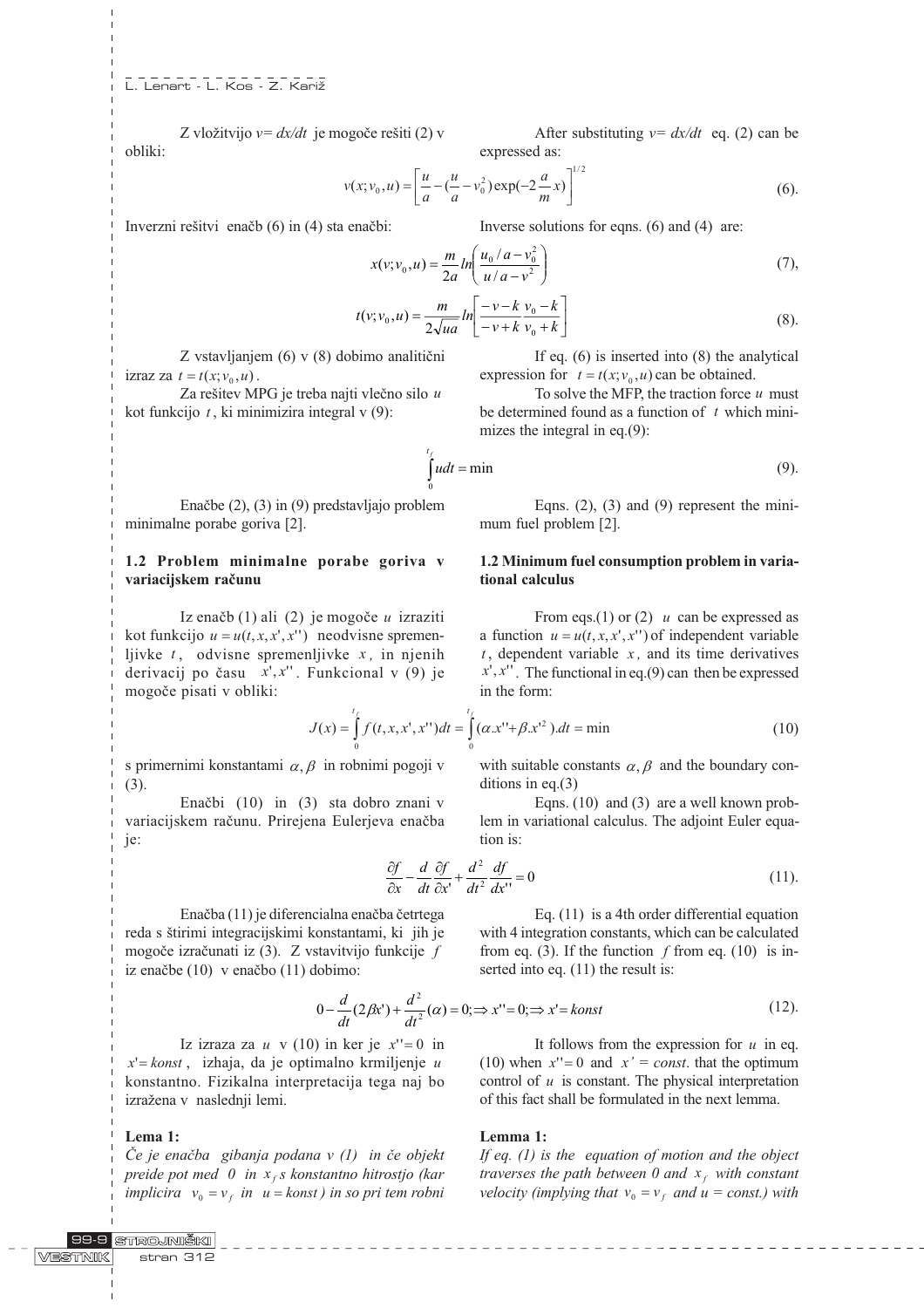Z vložitvijo $v = dx/dt$ je mogoče rešiti (2) v obliki:

After substituting $v = dx/dt$ eq. (2) can be expressed as:

$$v(x; v_0, u) = \left[\frac{u}{a} - \left(\frac{u}{a} - v_0^2\right)\exp\left(-2\frac{a}{m}x\right)\right]^{1/2} \tag{6}$$

Inverzni rešitvi enačb (6) in (4) sta enačbi:

Inverse solutions for eqns. (6) and (4) are:

$$x(v; v_0, u) = \frac{m}{2a} \ln\left(\frac{u_0 / a - v_0^2}{u / a - v^2}\right) \tag{7}$$

$$t(v; v_0, u) = \frac{m}{2\sqrt{ua}} \ln\left[\frac{-v-k}{-v+k}\frac{v_0 - k}{v_0 + k}\right] \tag{8}$$

Z vstavljanjem (6) v (8) dobimo analitični izraz za $t = t(x; v_0, u)$.

Za rešitev MPG je treba najti vlečno silo $u$ kot funkcijo $t$, ki minimizira integral v (9):

If eq. (6) is inserted into (8) the analytical expression for $t = t(x; v_0, u)$ can be obtained.

To solve the MFP, the traction force $u$ must be determined found as a function of $t$ which minimizes the integral in eq.(9):

$$\int_0^{t_f} u\,dt = \min \tag{9}$$

Enačbe (2), (3) in (9) predstavljajo problem minimalne porabe goriva [2].

Eqns. (2), (3) and (9) represent the minimum fuel problem [2].

### 1.2 Problem minimalne porabe goriva v variacijskem računu

### 1.2 Minimum fuel consumption problem in variational calculus

Iz enačb (1) ali (2) je mogoče $u$ izraziti kot funkcijo $u = u(t, x, x', x'')$ neodvisne spremenljivke $t$, odvisne spremenljivke $x$, in njenih derivacij po času $x', x''$. Funkcional v (9) je mogoče pisati v obliki:

From eqs.(1) or (2) $u$ can be expressed as a function $u = u(t, x, x', x'')$ of independent variable $t$, dependent variable $x$, and its time derivatives $x', x''$. The functional in eq.(9) can then be expressed in the form:

$$J(x) = \int_0^{t_f} f(t, x, x', x'')dt = \int_0^{t_f} (\alpha.x'' + \beta.x'^2).dt = \min \tag{10}$$

s primernimi konstantami $\alpha, \beta$ in robnimi pogoji v (3).

Enačbi (10) in (3) sta dobro znani v variacijskem računu. Prirejena Eulerjeva enačba je:

with suitable constants $\alpha, \beta$ and the boundary conditions in eq.(3)

Eqns. (10) and (3) are a well known problem in variational calculus. The adjoint Euler equation is:

$$\frac{\partial f}{\partial x} - \frac{d}{dt}\frac{\partial f}{\partial x'} + \frac{d^2}{dt^2}\frac{df}{dx''} = 0 \tag{11}$$

Enačba (11) je diferencialna enačba četrtega reda s štirimi integracijskimi konstantami, ki jih je mogoče izračunati iz (3). Z vstavitvijo funkcije $f$ iz enačbe (10) v enačbo (11) dobimo:

Eq. (11) is a 4th order differential equation with 4 integration constants, which can be calculated from eq. (3). If the function $f$ from eq. (10) is inserted into eq. (11) the result is:

$$0 - \frac{d}{dt}(2\beta x') + \frac{d^2}{dt^2}(\alpha) = 0; \Rightarrow x'' = 0; \Rightarrow x' = konst \tag{12}$$

Iz izraza za $u$ v (10) in ker je $x'' = 0$ in $x' = konst$, izhaja, da je optimalno krmiljenje $u$ konstantno. Fizikalna interpretacija tega naj bo izražena v naslednji lemi.

It follows from the expression for $u$ in eq. (10) when $x'' = 0$ and $x' = const$. that the optimum control of $u$ is constant. The physical interpretation of this fact shall be formulated in the next lemma.

**Lema 1:**

*Če je enačba gibanja podana v (1) in če objekt preide pot med 0 in $x_f$ s konstantno hitrostjo (kar implicira $v_0 = v_f$ in $u = konst$) in so pri tem robni*

**Lemma 1:**

*If eq. (1) is the equation of motion and the object traverses the path between 0 and $x_f$ with constant velocity (implying that $v_0 = v_f$ and u = const.) with*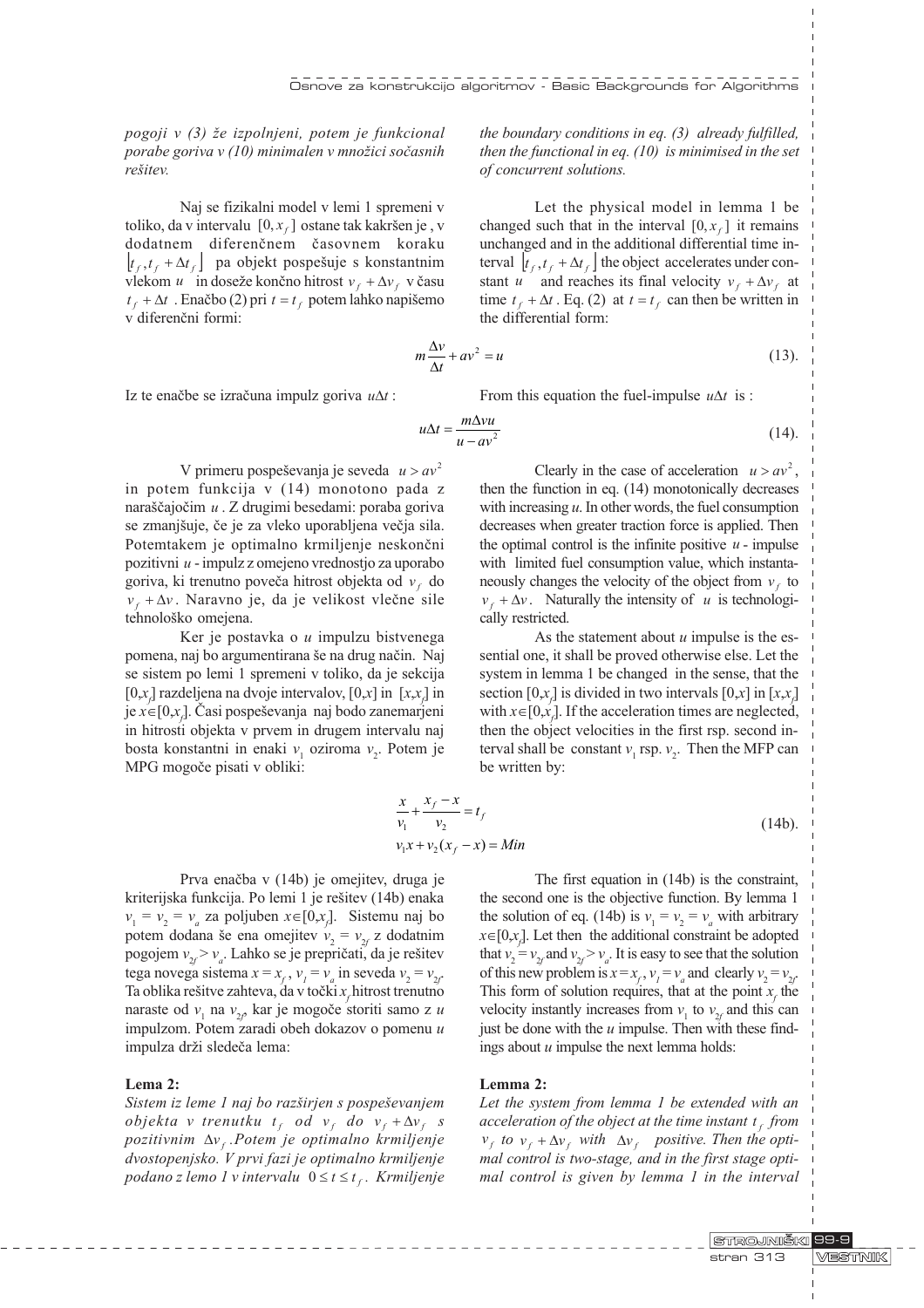*pogoji v (3) že izpolnjeni, potem je funkcional porabe goriva v (10) minimalen v množici sočasnih rešitev.*

Naj se fizikalni model v lemi 1 spremeni v toliko, da v intervalu $[0, x_f]$ ostane tak kakršen je , v dodatnem diferenčnem časovnem koraku $[t_f, t_f + \Delta t_f]$ pa objekt pospešuje s konstantnim vlekom $u$ in doseže končno hitrost $v_f + \Delta v_f$ v času $t_f + \Delta t$ . Enačbo (2) pri $t = t_f$ potem lahko napišemo v diferenčni formi:

$$m\frac{\Delta v}{\Delta t} + av^2 = u \tag{13}$$

Iz te enačbe se izračuna impulz goriva $u\Delta t$ :

$$u\Delta t = \frac{m\Delta v u}{u - av^2} \tag{14}$$

V primeru pospeševanja je seveda $u > av^2$ in potem funkcija v (14) monotono pada z naraščajočim $u$ . Z drugimi besedami: poraba goriva se zmanjšuje, če je za vleko uporabljena večja sila. Potemtakem je optimalno krmiljenje neskončni pozitivni $u$ - impulz z omejeno vrednostjo za uporabo goriva, ki trenutno poveča hitrost objekta od $v_f$ do $v_f + \Delta v$ . Naravno je, da je velikost vlečne sile tehnološko omejena.

Ker je postavka o $u$ impulzu bistvenega pomena, naj bo argumentirana še na drug način. Naj se sistem po lemi 1 spremeni v toliko, da je sekcija $[0,x_f]$ razdeljena na dvoje intervalov, $[0,x]$ in $[x,x_f]$ in je $x\in[0,x_f]$. Časi pospeševanja naj bodo zanemarjeni in hitrosti objekta v prvem in drugem intervalu naj bosta konstantni in enaki $v_1$ oziroma $v_2$. Potem je MPG mogoče pisati v obliki:

$$\frac{x}{v_1} + \frac{x_f - x}{v_2} = t_f$$
$$v_1 x + v_2 (x_f - x) = Min \tag{14b}$$

Prva enačba v (14b) je omejitev, druga je kriterijska funkcija. Po lemi 1 je rešitev (14b) enaka $v_1 = v_2 = v_a$ za poljuben $x\in[0,x_f]$. Sistemu naj bo potem dodana še ena omejitev $v_2 = v_{2f}$ z dodatnim pogojem $v_{2f} > v_a$. Lahko se je prepričati, da je rešitev tega novega sistema $x = x_f$, $v_1 = v_a$ in seveda $v_2 = v_{2f}$. Ta oblika rešitve zahteva, da v točki $x_f$ hitrost trenutno naraste od $v_1$ na $v_{2f}$, kar je mogoče storiti samo z $u$ impulzom. Potem zaradi obeh dokazov o pomenu $u$ impulza drži sledeča lema:

**Lema 2:**

*Sistem iz leme 1 naj bo razširjen s pospeševanjem objekta v trenutku $t_f$ od $v_f$ do $v_f + \Delta v_f$ s pozitivnim $\Delta v_f$ .Potem je optimalno krmiljenje dvostopenjsko. V prvi fazi je optimalno krmiljenje podano z lemo 1 v intervalu $0 \le t \le t_f$ . Krmiljenje*

*the boundary conditions in eq. (3) already fulfilled, then the functional in eq. (10) is minimised in the set of concurrent solutions.*

Let the physical model in lemma 1 be changed such that in the interval $[0, x_f]$ it remains unchanged and in the additional differential time interval $[t_f, t_f + \Delta t_f]$ the object accelerates under constant $u$ and reaches its final velocity $v_f + \Delta v_f$ at time $t_f + \Delta t$ . Eq. (2) at $t = t_f$ can then be written in the differential form:

From this equation the fuel-impulse $u\Delta t$ is :

Clearly in the case of acceleration $u > av^2$, then the function in eq. (14) monotonically decreases with increasing $u$. In other words, the fuel consumption decreases when greater traction force is applied. Then the optimal control is the infinite positive $u$ - impulse with limited fuel consumption value, which instantaneously changes the velocity of the object from $v_f$ to $v_f + \Delta v$. Naturally the intensity of $u$ is technologically restricted.

As the statement about $u$ impulse is the essential one, it shall be proved otherwise else. Let the system in lemma 1 be changed in the sense, that the section $[0,x_f]$ is divided in two intervals $[0,x]$ in $[x,x_f]$ with $x\in[0,x_f]$. If the acceleration times are neglected, then the object velocities in the first rsp. second interval shall be constant $v_1$ rsp. $v_2$. Then the MFP can be written by:

The first equation in (14b) is the constraint, the second one is the objective function. By lemma 1 the solution of eq. (14b) is $v_1 = v_2 = v_a$ with arbitrary $x\in[0,x_f]$. Let then the additional constraint be adopted that $v_2 = v_{2f}$ and $v_{2f} > v_a$. It is easy to see that the solution of this new problem is $x = x_f$, $v_1 = v_a$ and clearly $v_2 = v_{2f}$. This form of solution requires, that at the point $x_f$ the velocity instantly increases from $v_1$ to $v_{2f}$ and this can just be done with the $u$ impulse. Then with these findings about $u$ impulse the next lemma holds:

**Lemma 2:**

*Let the system from lemma 1 be extended with an acceleration of the object at the time instant $t_f$ from $v_f$ to $v_f + \Delta v_f$ with $\Delta v_f$ positive. Then the optimal control is two-stage, and in the first stage optimal control is given by lemma 1 in the interval*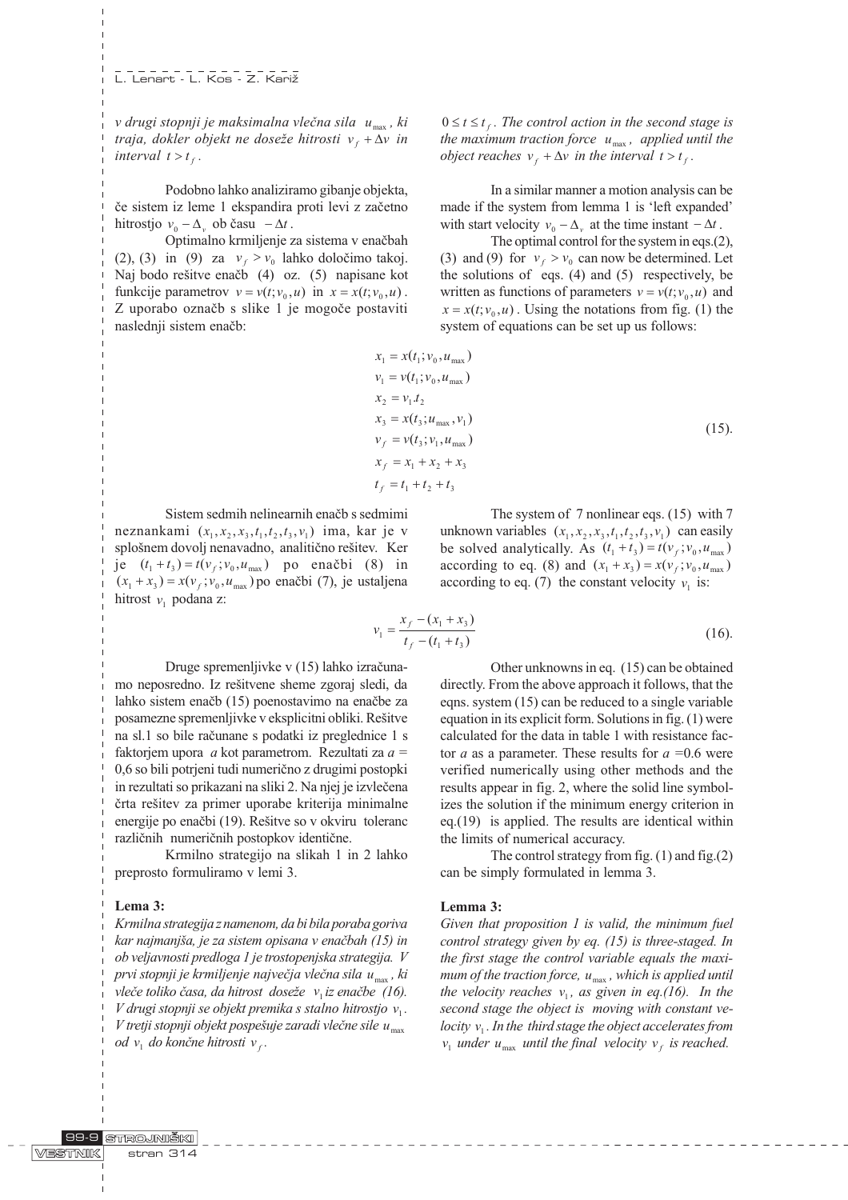*v drugi stopnji je maksimalna vlečna sila $u_{max}$, ki traja, dokler objekt ne doseže hitrosti $v_f + \Delta v$ in interval $t > t_f$.*

Podobno lahko analiziramo gibanje objekta, če sistem iz leme 1 ekspandira proti levi z začetno hitrostjo $v_0 - \Delta_v$ ob času $-\Delta t$.

Optimalno krmiljenje za sistema v enačbah (2), (3) in (9) za $v_f > v_0$ lahko določimo takoj. Naj bodo rešitve enačb (4) oz. (5) napisane kot funkcije parametrov $v = v(t; v_0, u)$ in $x = x(t; v_0, u)$. Z uporabo označb s slike 1 je mogoče postaviti naslednji sistem enačb:

$0 \le t \le t_f$*. The control action in the second stage is the maximum traction force $u_{max}$, applied until the object reaches $v_f + \Delta v$ in the interval $t > t_f$.*

In a similar manner a motion analysis can be made if the system from lemma 1 is 'left expanded' with start velocity $v_0 - \Delta_v$ at the time instant $-\Delta t$.

The optimal control for the system in eqs.(2), (3) and (9) for $v_f > v_0$ can now be determined. Let the solutions of eqs. (4) and (5) respectively, be written as functions of parameters $v = v(t; v_0, u)$ and $x = x(t; v_0, u)$. Using the notations from fig. (1) the system of equations can be set up us follows:

$$
\begin{aligned}
x_1 &= x(t_1; v_0, u_{max}) \\
v_1 &= v(t_1; v_0, u_{max}) \\
x_2 &= v_1 . t_2 \\
x_3 &= x(t_3; u_{max}, v_1) \\
v_f &= v(t_3; v_1, u_{max}) \\
x_f &= x_1 + x_2 + x_3 \\
t_f &= t_1 + t_2 + t_3
\end{aligned}
\qquad (15).
$$

Sistem sedmih nelinearnih enačb s sedmimi neznankami $(x_1, x_2, x_3, t_1, t_2, t_3, v_1)$ ima, kar je v splošnem dovolj nenavadno, analitično rešitev. Ker je $(t_1 + t_3) = t(v_f; v_0, u_{max})$ po enačbi (8) in $(x_1 + x_3) = x(v_f; v_0, u_{max})$ po enačbi (7), je ustaljena hitrost $v_1$ podana z:

The system of 7 nonlinear eqs. (15) with 7 unknown variables $(x_1, x_2, x_3, t_1, t_2, t_3, v_1)$ can easily be solved analytically. As $(t_1 + t_3) = t(v_f; v_0, u_{max})$ according to eq. (8) and $(x_1 + x_3) = x(v_f; v_0, u_{max})$ according to eq. (7) the constant velocity $v_1$ is:

$$
v_1 = \frac{x_f - (x_1 + x_3)}{t_f - (t_1 + t_3)} \qquad (16).
$$

Druge spremenljivke v (15) lahko izračunamo neposredno. Iz rešitvene sheme zgoraj sledi, da lahko sistem enačb (15) poenostavimo na enačbe za posamezne spremenljivke v eksplicitni obliki. Rešitve na sl.1 so bile računane s podatki iz preglednice 1 s faktorjem upora $a$ kot parametrom. Rezultati za $a$ = 0,6 so bili potrjeni tudi numerično z drugimi postopki in rezultati so prikazani na sliki 2. Na njej je izvlečena črta rešitev za primer uporabe kriterija minimalne energije po enačbi (19). Rešitve so v okviru toleranc različnih numeričnih postopkov identične.

Krmilno strategijo na slikah 1 in 2 lahko preprosto formuliramo v lemi 3.

**Lema 3:**

*Krmilna strategija z namenom, da bi bila poraba goriva kar najmanjša, je za sistem opisana v enačbah (15) in ob veljavnosti predloga 1 je trostopenjska strategija. V prvi stopnji je krmiljenje največja vlečna sila $u_{max}$, ki vleče toliko časa, da hitrost doseže $v_1$ iz enačbe (16). V drugi stopnji se objekt premika s stalno hitrostjo $v_1$. V tretji stopnji objekt pospešuje zaradi vlečne sile $u_{max}$ od $v_1$ do končne hitrosti $v_f$.*

Other unknowns in eq. (15) can be obtained directly. From the above approach it follows, that the eqns. system (15) can be reduced to a single variable equation in its explicit form. Solutions in fig. (1) were calculated for the data in table 1 with resistance factor $a$ as a parameter. These results for $a$ =0.6 were verified numerically using other methods and the results appear in fig. 2, where the solid line symbolizes the solution if the minimum energy criterion in eq.(19) is applied. The results are identical within the limits of numerical accuracy.

The control strategy from fig. (1) and fig.(2) can be simply formulated in lemma 3.

**Lemma 3:**

*Given that proposition 1 is valid, the minimum fuel control strategy given by eq. (15) is three-staged. In the first stage the control variable equals the maximum of the traction force, $u_{max}$, which is applied until the velocity reaches $v_1$, as given in eq.(16). In the second stage the object is moving with constant velocity $v_1$. In the third stage the object accelerates from $v_1$ under $u_{max}$ until the final velocity $v_f$ is reached.*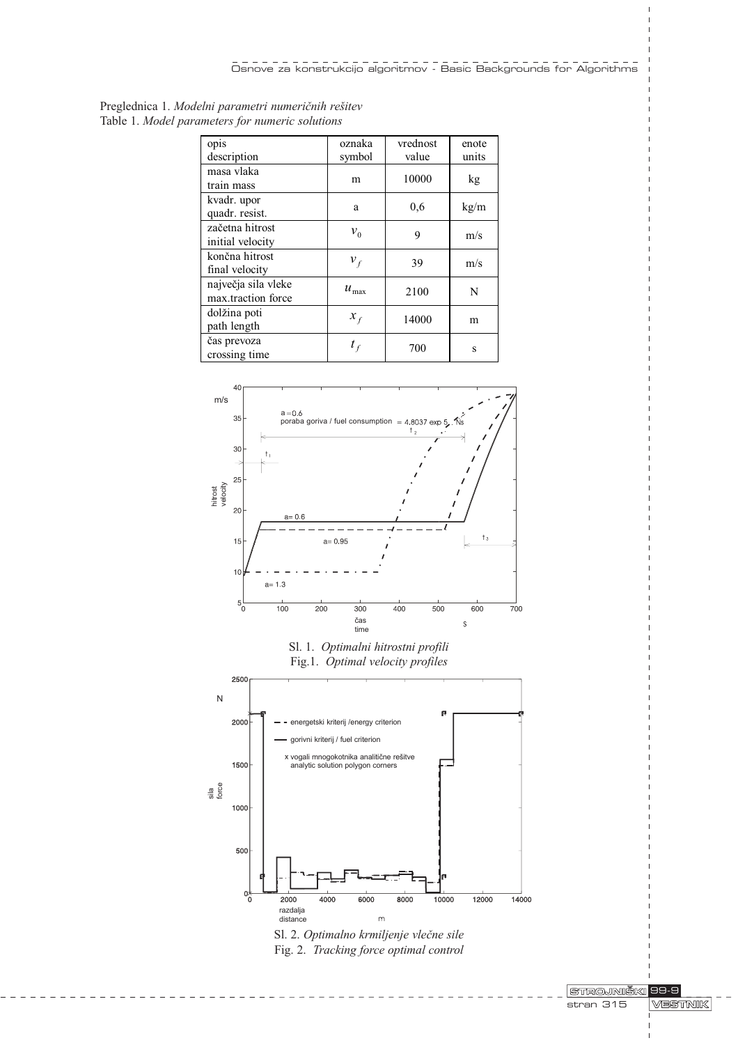Preglednica 1. *Modelni parametri numeričnih rešitev*
Table 1. *Model parameters for numeric solutions*

| opis<br>description | oznaka<br>symbol | vrednost<br>value | enote<br>units |
|---|---|---|---|
| masa vlaka<br>train mass | m | 10000 | kg |
| kvadr. upor<br>quadr. resist. | a | 0,6 | kg/m |
| začetna hitrost<br>initial velocity | $v_0$ | 9 | m/s |
| končna hitrost<br>final velocity | $v_f$ | 39 | m/s |
| največja sila vleke<br>max.traction force | $u_{max}$ | 2100 | N |
| dolžina poti<br>path length | $x_f$ | 14000 | m |
| čas prevoza<br>crossing time | $t_f$ | 700 | s |

Sl. 1. *Optimalni hitrostni profili*
Fig.1. *Optimal velocity profiles*

Sl. 2. *Optimalno krmiljenje vlečne sile*
Fig. 2. *Tracking force optimal control*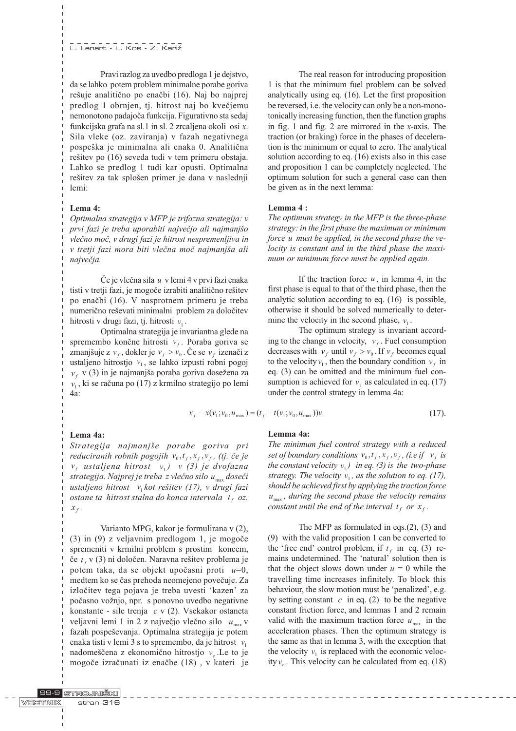Pravi razlog za uvedbo predloga 1 je dejstvo, da se lahko potem problem minimalne porabe goriva rešuje analitično po enačbi (16). Naj bo najprej predlog 1 obrnjen, tj. hitrost naj bo kvečjemu nemonotono padajoča funkcija. Figurativno sta sedaj funkcijska grafa na sl.1 in sl. 2 zrcaljena okoli osi *x*. Sila vleke (oz. zaviranja) v fazah negativnega pospeška je minimalna ali enaka 0. Analitična rešitev po (16) seveda tudi v tem primeru obstaja. Lahko se predlog 1 tudi kar opusti. Optimalna rešitev za tak splošen primer je dana v naslednji lemi:

**Lema 4:**
*Optimalna strategija v MFP je trifazna strategija: v prvi fazi je treba uporabiti največjo ali najmanjšo vlečno moč, v drugi fazi je hitrost nespremenljiva in v tretji fazi mora biti vlečna moč najmanjša ali največja.*

Če je vlečna sila $u$ v lemi 4 v prvi fazi enaka tisti v tretji fazi, je mogoče izrabiti analitično rešitev po enačbi (16). V nasprotnem primeru je treba numerično reševati minimalni problem za določitev hitrosti v drugi fazi, tj. hitrosti $v_1$.

Optimalna strategija je invariantna glede na spremembo končne hitrosti $v_f$. Poraba goriva se zmanjšuje z $v_f$, dokler je $v_f > v_0$. Če se $v_f$ izenači z ustaljeno hitrostjo $v_1$, se lahko izpusti robni pogoj $v_f$ v (3) in je najmanjša poraba goriva dosežena za $v_1$, ki se računa po (17) z krmilno strategijo po lemi 4a:

$$x_f - x(v_1; v_0, u_{\max}) = (t_f - t(v_1; v_0, u_{\max}))v_1 \tag{17}$$

**Lema 4a:**
*Strategija najmanjše porabe goriva pri reduciranih robnih pogojih $v_0, t_f, x_f, v_f$, (tj. če je $v_f$ ustaljena hitrost $v_1$) v (3) je dvofazna strategija. Najprej je treba z vlečno silo $u_{\max}$ doseči ustaljeno hitrost $v_1$ kot rešitev (17), v drugi fazi ostane ta hitrost stalna do konca intervala $t_f$ oz. $x_f$.*

Varianto MPG, kakor je formulirana v (2), (3) in (9) z veljavnim predlogom 1, je mogoče spremeniti v krmilni problem s prostim koncem, če $t_f$ v (3) ni določen. Naravna rešitev problema je potem taka, da se objekt upočasni proti $u$=0, medtem ko se čas prehoda neomejeno povečuje. Za izločitev tega pojava je treba uvesti 'kazen' za počasno vožnjo, npr. s ponovno uvedbo negativne konstante - sile trenja $c$ v (2). Vsekakor ostaneta veljavni lemi 1 in 2 z največjo vlečno silo $u_{\max}$ v fazah pospeševanja. Optimalna strategija je potem enaka tisti v lemi 3 s to spremembo, da je hitrost $v_1$ nadomeščena z ekonomično hitrostjo $v_e$. Le to je mogoče izračunati iz enačbe (18), v kateri je

The real reason for introducing proposition 1 is that the minimum fuel problem can be solved analytically using eq. (16). Let the first proposition be reversed, i.e. the velocity can only be a non-monotonically increasing function, then the function graphs in fig. 1 and fig. 2 are mirrored in the *x*-axis. The traction (or braking) force in the phases of deceleration is the minimum or equal to zero. The analytical solution according to eq. (16) exists also in this case and proposition 1 can be completely neglected. The optimum solution for such a general case can then be given as in the next lemma:

**Lemma 4 :**
*The optimum strategy in the MFP is the three-phase strategy: in the first phase the maximum or minimum force $u$ must be applied, in the second phase the velocity is constant and in the third phase the maximum or minimum force must be applied again.*

If the traction force $u$, in lemma 4, in the first phase is equal to that of the third phase, then the analytic solution according to eq. (16) is possible, otherwise it should be solved numerically to determine the velocity in the second phase, $v_1$.

The optimum strategy is invariant according to the change in velocity, $v_f$. Fuel consumption decreases with $v_f$ until $v_f > v_0$. If $v_f$ becomes equal to the velocity $v_1$, then the boundary condition $v_f$ in eq. (3) can be omitted and the minimum fuel consumption is achieved for $v_1$ as calculated in eq. (17) under the control strategy in lemma 4a:

**Lemma 4a:**
*The minimum fuel control strategy with a reduced set of boundary conditions $v_0, t_f, x_f, v_f$, (i.e if $v_f$ is the constant velocity $v_1$) in eq. (3) is the two-phase strategy. The velocity $v_1$, as the solution to eq. (17), should be achieved first by applying the traction force $u_{\max}$, during the second phase the velocity remains constant until the end of the interval $t_f$ or $x_f$.*

The MFP as formulated in eqs.(2), (3) and (9) with the valid proposition 1 can be converted to the 'free end' control problem, if $t_f$ in eq. (3) remains undetermined. The 'natural' solution then is that the object slows down under $u$ = 0 while the travelling time increases infinitely. To block this behaviour, the slow motion must be 'penalized', e.g. by setting constant $c$ in eq. (2) to be the negative constant friction force, and lemmas 1 and 2 remain valid with the maximum traction force $u_{\max}$ in the acceleration phases. Then the optimum strategy is the same as that in lemma 3, with the exception that the velocity $v_1$ is replaced with the economic velocity $v_e$. This velocity can be calculated from eq. (18)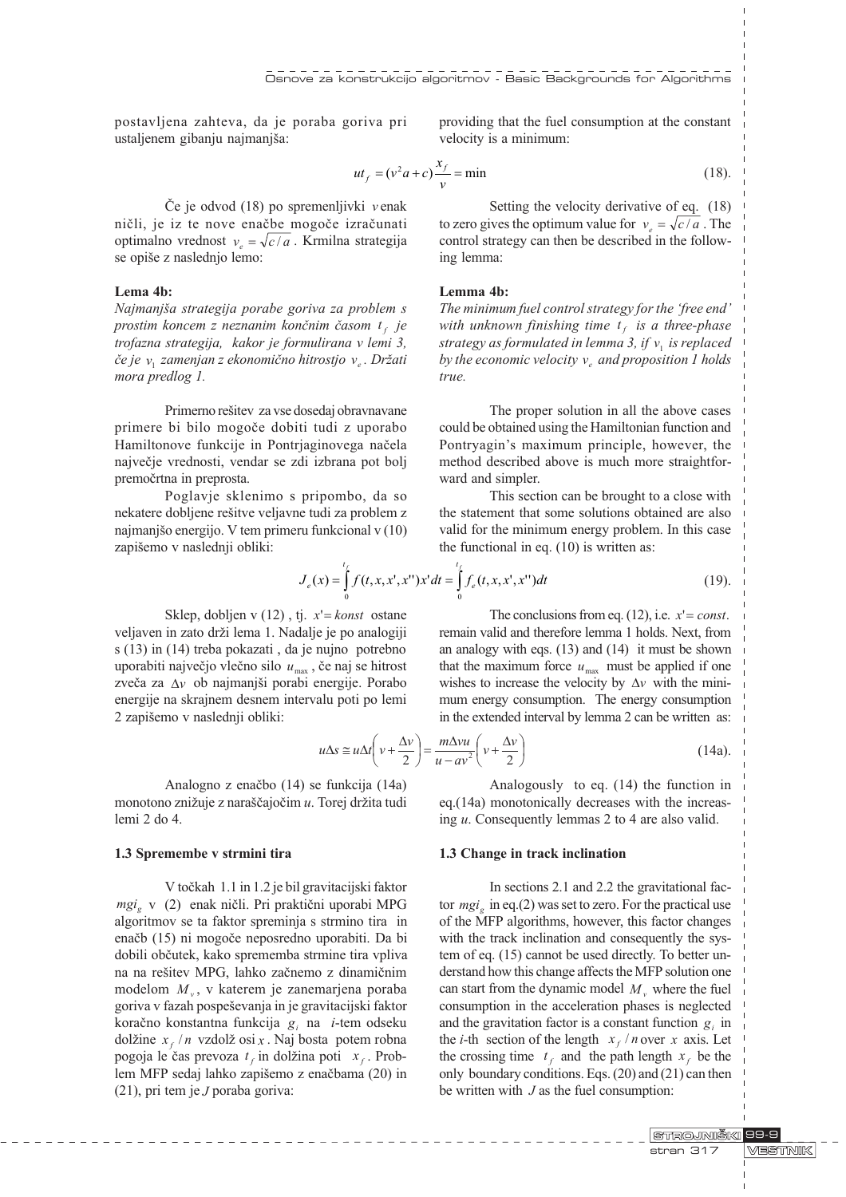postavljena zahteva, da je poraba goriva pri ustaljenem gibanju najmanjša:

providing that the fuel consumption at the constant velocity is a minimum:

$$ut_f = (v^2 a + c)\frac{x_f}{v} = \min \tag{18}$$

Če je odvod (18) po spremenljivki $v$ enak ničli, je iz te nove enačbe mogoče izračunati optimalno vrednost $v_e = \sqrt{c/a}$. Krmilna strategija se opiše z naslednjo lemo:

Setting the velocity derivative of eq. (18) to zero gives the optimum value for $v_e = \sqrt{c/a}$. The control strategy can then be described in the following lemma:

**Lema 4b:**

*Najmanjša strategija porabe goriva za problem s prostim koncem z neznanim končnim časom $t_f$ je trofazna strategija, kakor je formulirana v lemi 3, če je $v_1$ zamenjan z ekonomično hitrostjo $v_e$. Držati mora predlog 1.*

**Lemma 4b:**

*The minimum fuel control strategy for the 'free end' with unknown finishing time $t_f$ is a three-phase strategy as formulated in lemma 3, if $v_1$ is replaced by the economic velocity $v_e$ and proposition 1 holds true.*

Primerno rešitev za vse dosedaj obravnavane primere bi bilo mogoče dobiti tudi z uporabo Hamiltonove funkcije in Pontrjaginovega načela največje vrednosti, vendar se zdi izbrana pot bolj premočrtna in preprosta.

Poglavje sklenimo s pripombo, da so nekatere dobljene rešitve veljavne tudi za problem z najmanjšo energijo. V tem primeru funkcional v (10) zapišemo v naslednji obliki:

The proper solution in all the above cases could be obtained using the Hamiltonian function and Pontryagin's maximum principle, however, the method described above is much more straightforward and simpler.

This section can be brought to a close with the statement that some solutions obtained are also valid for the minimum energy problem. In this case the functional in eq. (10) is written as:

$$J_e(x) = \int_0^{t_f} f(t, x, x', x'')x' dt = \int_0^{t_f} f_e(t, x, x', x'')dt \tag{19}$$

Sklep, dobljen v (12), tj. $x' = konst$ ostane veljaven in zato drži lema 1. Nadalje je po analogiji s (13) in (14) treba pokazati, da je nujno potrebno uporabiti največjo vlečno silo $u_{\max}$, če naj se hitrost zveča za $\Delta v$ ob najmanjši porabi energije. Porabo energije na skrajnem desnem intervalu poti po lemi 2 zapišemo v naslednji obliki:

The conclusions from eq. (12), i.e. $x' = const.$ remain valid and therefore lemma 1 holds. Next, from an analogy with eqs. (13) and (14) it must be shown that the maximum force $u_{\max}$ must be applied if one wishes to increase the velocity by $\Delta v$ with the minimum energy consumption. The energy consumption in the extended interval by lemma 2 can be written as:

$$u\Delta s \cong u\Delta t\left(v + \frac{\Delta v}{2}\right) = \frac{m\Delta v u}{u - av^2}\left(v + \frac{\Delta v}{2}\right) \tag{14a}$$

Analogno z enačbo (14) se funkcija (14a) monotono znižuje z naraščajočim $u$. Torej držita tudi lemi 2 do 4.

Analogously to eq. (14) the function in eq.(14a) monotonically decreases with the increasing $u$. Consequently lemmas 2 to 4 are also valid.

### 1.3 Spremembe v strmini tira

V točkah 1.1 in 1.2 je bil gravitacijski faktor $mgi_g$ v (2) enak ničli. Pri praktični uporabi MPG algoritmov se ta faktor spreminja s strmino tira in enačb (15) ni mogoče neposredno uporabiti. Da bi dobili občutek, kako sprememba strmine tira vpliva na na rešitev MPG, lahko začnemo z dinamičnim modelom $M_v$, v katerem je zanemarjena poraba goriva v fazah pospeševanja in je gravitacijski faktor koračno konstantna funkcija $g_i$ na $i$-tem odseku dolžine $x_f/n$ vzdolž osi $x$. Naj bosta potem robna pogoja le čas prevoza $t_f$ in dolžina poti $x_f$. Problem MFP sedaj lahko zapišemo z enačbama (20) in (21), pri tem je $J$ poraba goriva:

### 1.3 Change in track inclination

In sections 2.1 and 2.2 the gravitational factor $mgi_g$ in eq.(2) was set to zero. For the practical use of the MFP algorithms, however, this factor changes with the track inclination and consequently the system of eq. (15) cannot be used directly. To better understand how this change affects the MFP solution one can start from the dynamic model $M_v$ where the fuel consumption in the acceleration phases is neglected and the gravitation factor is a constant function $g_i$ in the $i$-th section of the length $x_f/n$ over $x$ axis. Let the crossing time $t_f$ and the path length $x_f$ be the only boundary conditions. Eqs. (20) and (21) can then be written with $J$ as the fuel consumption: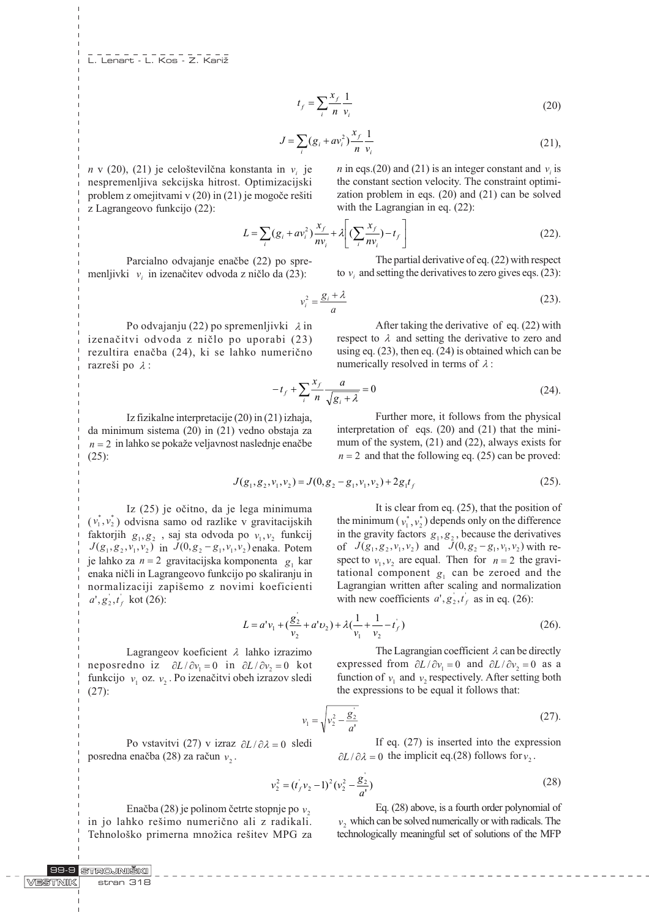$$t_f = \sum_i \frac{x_f}{n} \frac{1}{v_i} \quad (20)$$

$$J = \sum_i (g_i + a v_i^2) \frac{x_f}{n} \frac{1}{v_i} \quad (21),$$

$n$ v (20), (21) je celoštevilčna konstanta in $v_i$ je nespremenljiva sekcijska hitrost. Optimizacijski problem z omejitvami v (20) in (21) je mogoče rešiti z Lagrangeovo funkcijo (22):

$n$ in eqs.(20) and (21) is an integer constant and $v_i$ is the constant section velocity. The constraint optimization problem in eqs. (20) and (21) can be solved with the Lagrangian in eq. (22):

$$L = \sum_i (g_i + a v_i^2) \frac{x_f}{n v_i} + \lambda \left[ \left( \sum_i \frac{x_f}{n v_i} \right) - t_f \right] \quad (22).$$

Parcialno odvajanje enačbe (22) po spremenljivki $v_i$ in izenačitev odvoda z ničlo da (23):

The partial derivative of eq. (22) with respect to $v_i$ and setting the derivatives to zero gives eqs. (23):

$$v_i^2 = \frac{g_i + \lambda}{a} \quad (23).$$

Po odvajanju (22) po spremenljivki $\lambda$ in izenačitvi odvoda z ničlo po uporabi (23) rezultira enačba (24), ki se lahko numerično razreši po $\lambda$:

After taking the derivative of eq. (22) with respect to $\lambda$ and setting the derivative to zero and using eq. (23), then eq. (24) is obtained which can be numerically resolved in terms of $\lambda$:

$$-t_f + \sum_i \frac{x_f}{n} \frac{a}{\sqrt{g_i + \lambda}} = 0 \quad (24).$$

Iz fizikalne interpretacije (20) in (21) izhaja, da minimum sistema (20) in (21) vedno obstaja za $n = 2$ in lahko se pokaže veljavnost naslednje enačbe (25):

Further more, it follows from the physical interpretation of eqs. (20) and (21) that the minimum of the system, (21) and (22), always exists for $n = 2$ and that the following eq. (25) can be proved:

$$J(g_1, g_2, v_1, v_2) = J(0, g_2 - g_1, v_1, v_2) + 2 g_1 t_f \quad (25).$$

Iz (25) je očitno, da je lega minimuma $(v_1^*, v_2^*)$ odvisna samo od razlike v gravitacijskih faktorjih $g_1, g_2$, saj sta odvoda po $v_1, v_2$ funkcij $J(g_1, g_2, v_1, v_2)$ in $J(0, g_2 - g_1, v_1, v_2)$ enaka. Potem je lahko za $n = 2$ gravitacijska komponenta $g_1$ kar enaka ničli in Lagrangeovo funkcijo po skaliranju in normalizaciji zapišemo z novimi koeficienti $a', g_2', t_f'$ kot (26):

It is clear from eq. (25), that the position of the minimum $(v_1^*, v_2^*)$ depends only on the difference in the gravity factors $g_1, g_2$, because the derivatives of $J(g_1, g_2, v_1, v_2)$ and $J(0, g_2 - g_1, v_1, v_2)$ with respect to $v_1, v_2$ are equal. Then for $n = 2$ the gravitational component $g_1$ can be zeroed and the Lagrangian written after scaling and normalization with new coefficients $a', g_2', t_f'$ as in eq. (26):

$$L = a' v_1 + \left( \frac{g_2'}{v_2} + a' \upsilon_2 \right) + \lambda \left( \frac{1}{v_1} + \frac{1}{v_2} - t_f' \right) \quad (26).$$

Lagrangeov koeficient $\lambda$ lahko izrazimo neposredno iz $\partial L / \partial v_1 = 0$ in $\partial L / \partial v_2 = 0$ kot funkcijo $v_1$ oz. $v_2$. Po izenačitvi obeh izrazov sledi (27):

The Lagrangian coefficient $\lambda$ can be directly expressed from $\partial L / \partial v_1 = 0$ and $\partial L / \partial v_2 = 0$ as a function of $v_1$ and $v_2$ respectively. After setting both the expressions to be equal it follows that:

$$v_1 = \sqrt{v_2^2 - \frac{g_2'}{a'}} \quad (27).$$

Po vstavitvi (27) v izraz $\partial L / \partial \lambda = 0$ sledi posredna enačba (28) za račun $v_2$.

If eq. (27) is inserted into the expression $\partial L / \partial \lambda = 0$ the implicit eq.(28) follows for $v_2$.

$$v_2^2 = (t_f' v_2 - 1)^2 \left( v_2^2 - \frac{g_2'}{a'} \right) \quad (28)$$

Enačba (28) je polinom četrte stopnje po $v_2$ in jo lahko rešimo numerično ali z radikali. Tehnološko primerna množica rešitev MPG za

Eq. (28) above, is a fourth order polynomial of $v_2$ which can be solved numerically or with radicals. The technologically meaningful set of solutions of the MFP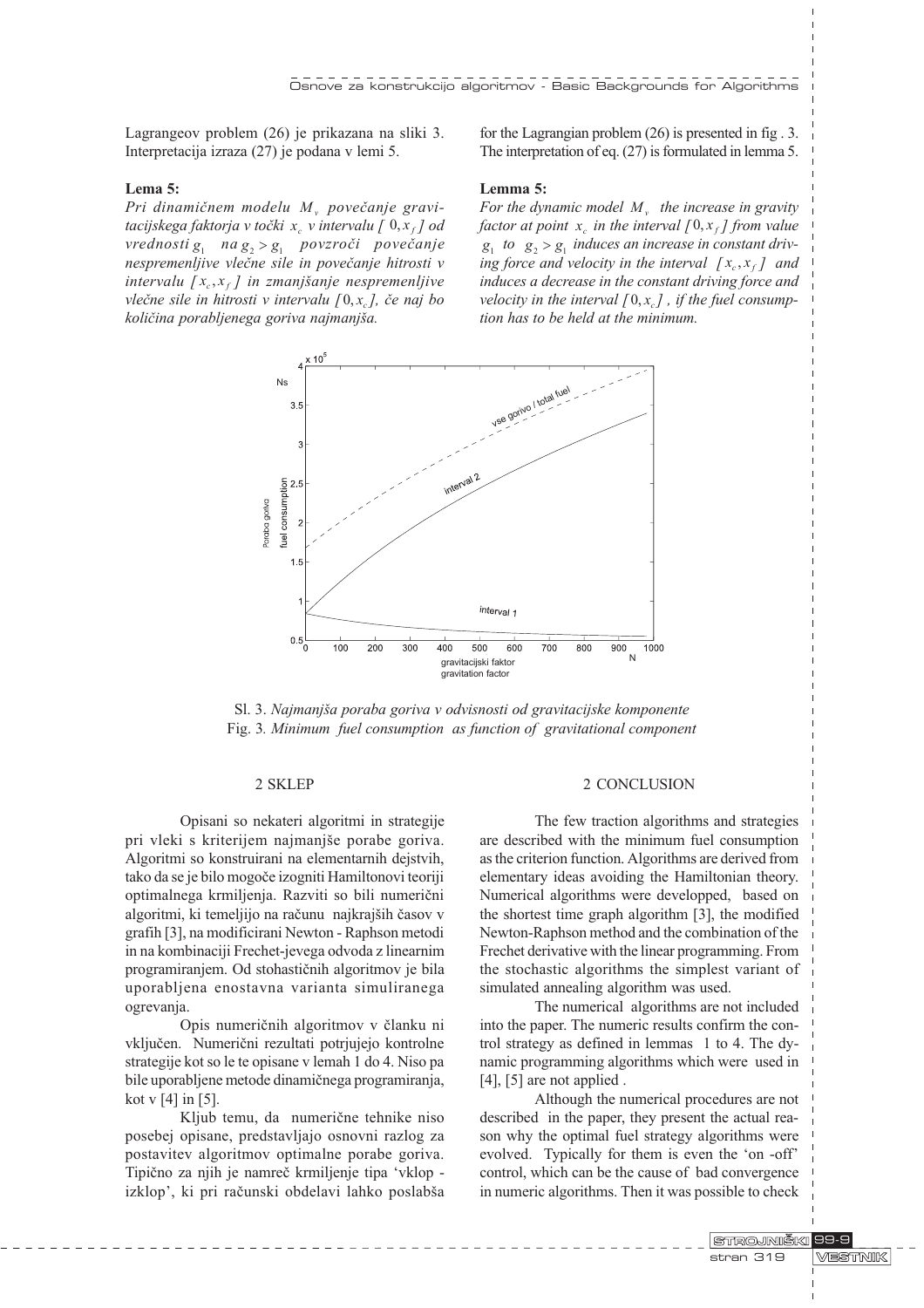Lagrangeov problem (26) je prikazana na sliki 3. Interpretacija izraza (27) je podana v lemi 5.

**Lema 5:**

*Pri dinamičnem modelu $M_v$ povečanje gravitacijskega faktorja v točki $x_c$ v intervalu $[0, x_f]$ od vrednosti $g_1$ na $g_2 > g_1$ povzroči povečanje nespremenljive vlečne sile in povečanje hitrosti v intervalu $[x_c, x_f]$ in zmanjšanje nespremenljive vlečne sile in hitrosti v intervalu $[0, x_c]$, če naj bo količina porabljenega goriva najmanjša.*

for the Lagrangian problem (26) is presented in fig . 3. The interpretation of eq. (27) is formulated in lemma 5.

**Lemma 5:**

*For the dynamic model $M_v$ the increase in gravity factor at point $x_c$ in the interval $[0, x_f]$ from value $g_1$ to $g_2 > g_1$ induces an increase in constant driving force and velocity in the interval $[x_c, x_f]$ and induces a decrease in the constant driving force and velocity in the interval $[0, x_c]$, if the fuel consumption has to be held at the minimum.*

Sl. 3. *Najmanjša poraba goriva v odvisnosti od gravitacijske komponente*
Fig. 3. *Minimum fuel consumption as function of gravitational component*

## 2 SKLEP

Opisani so nekateri algoritmi in strategije pri vleki s kriterijem najmanjše porabe goriva. Algoritmi so konstruirani na elementarnih dejstvih, tako da se je bilo mogoče izogniti Hamiltonovi teoriji optimalnega krmiljenja. Razviti so bili numerični algoritmi, ki temeljijo na računu najkrajših časov v grafih [3], na modificirani Newton - Raphson metodi in na kombinaciji Frechet-jevega odvoda z linearnim programiranjem. Od stohastičnih algoritmov je bila uporabljena enostavna varianta simuliranega ogrevanja.

Opis numeričnih algoritmov v članku ni vključen. Numerični rezultati potrjujejo kontrolne strategije kot so le te opisane v lemah 1 do 4. Niso pa bile uporabljene metode dinamičnega programiranja, kot v [4] in [5].

Kljub temu, da numerične tehnike niso posebej opisane, predstavljajo osnovni razlog za postavitev algoritmov optimalne porabe goriva. Tipično za njih je namreč krmiljenje tipa 'vklop - izklop', ki pri računski obdelavi lahko poslabša

## 2 CONCLUSION

The few traction algorithms and strategies are described with the minimum fuel consumption as the criterion function. Algorithms are derived from elementary ideas avoiding the Hamiltonian theory. Numerical algorithms were developped, based on the shortest time graph algorithm [3], the modified Newton-Raphson method and the combination of the Frechet derivative with the linear programming. From the stochastic algorithms the simplest variant of simulated annealing algorithm was used.

The numerical algorithms are not included into the paper. The numeric results confirm the control strategy as defined in lemmas 1 to 4. The dynamic programming algorithms which were used in [4], [5] are not applied .

Although the numerical procedures are not described in the paper, they present the actual reason why the optimal fuel strategy algorithms were evolved. Typically for them is even the 'on -off' control, which can be the cause of bad convergence in numeric algorithms. Then it was possible to check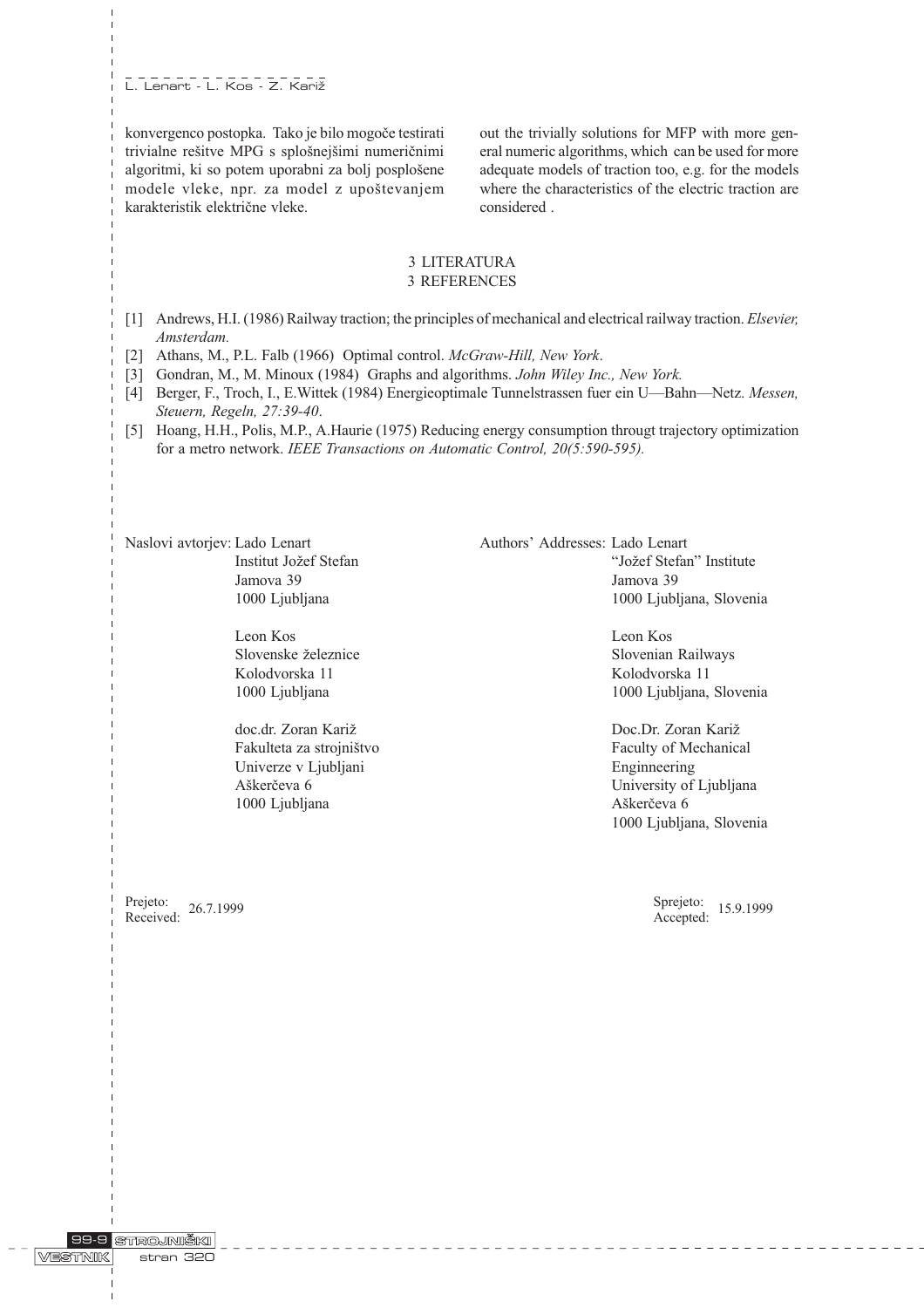konvergenco postopka. Tako je bilo mogoče testirati trivialne rešitve MPG s splošnejšimi numeričnimi algoritmi, ki so potem uporabni za bolj posplošene modele vleke, npr. za model z upoštevanjem karakteristik električne vleke.

out the trivially solutions for MFP with more general numeric algorithms, which can be used for more adequate models of traction too, e.g. for the models where the characteristics of the electric traction are considered .

## 3 LITERATURA
## 3 REFERENCES

[1] Andrews, H.I. (1986) Railway traction; the principles of mechanical and electrical railway traction. *Elsevier, Amsterdam.*

[2] Athans, M., P.L. Falb (1966) Optimal control. *McGraw-Hill, New York*.

[3] Gondran, M., M. Minoux (1984) Graphs and algorithms. *John Wiley Inc., New York.*

[4] Berger, F., Troch, I., E.Wittek (1984) Energieoptimale Tunnelstrassen fuer ein U—Bahn—Netz. *Messen, Steuern, Regeln, 27:39-40*.

[5] Hoang, H.H., Polis, M.P., A.Haurie (1975) Reducing energy consumption througt trajectory optimization for a metro network. *IEEE Transactions on Automatic Control, 20(5:590-595).*

Naslovi avtorjev:
Lado Lenart
Institut Jožef Stefan
Jamova 39
1000 Ljubljana

Leon Kos
Slovenske železnice
Kolodvorska 11
1000 Ljubljana

doc.dr. Zoran Kariž
Fakulteta za strojništvo
Univerze v Ljubljani
Aškerčeva 6
1000 Ljubljana

Authors' Addresses:
Lado Lenart
"Jožef Stefan" Institute
Jamova 39
1000 Ljubljana, Slovenia

Leon Kos
Slovenian Railways
Kolodvorska 11
1000 Ljubljana, Slovenia

Doc.Dr. Zoran Kariž
Faculty of Mechanical Enginneering
University of Ljubljana
Aškerčeva 6
1000 Ljubljana, Slovenia

Prejeto:
Received: 26.7.1999

Sprejeto:
Accepted: 15.9.1999